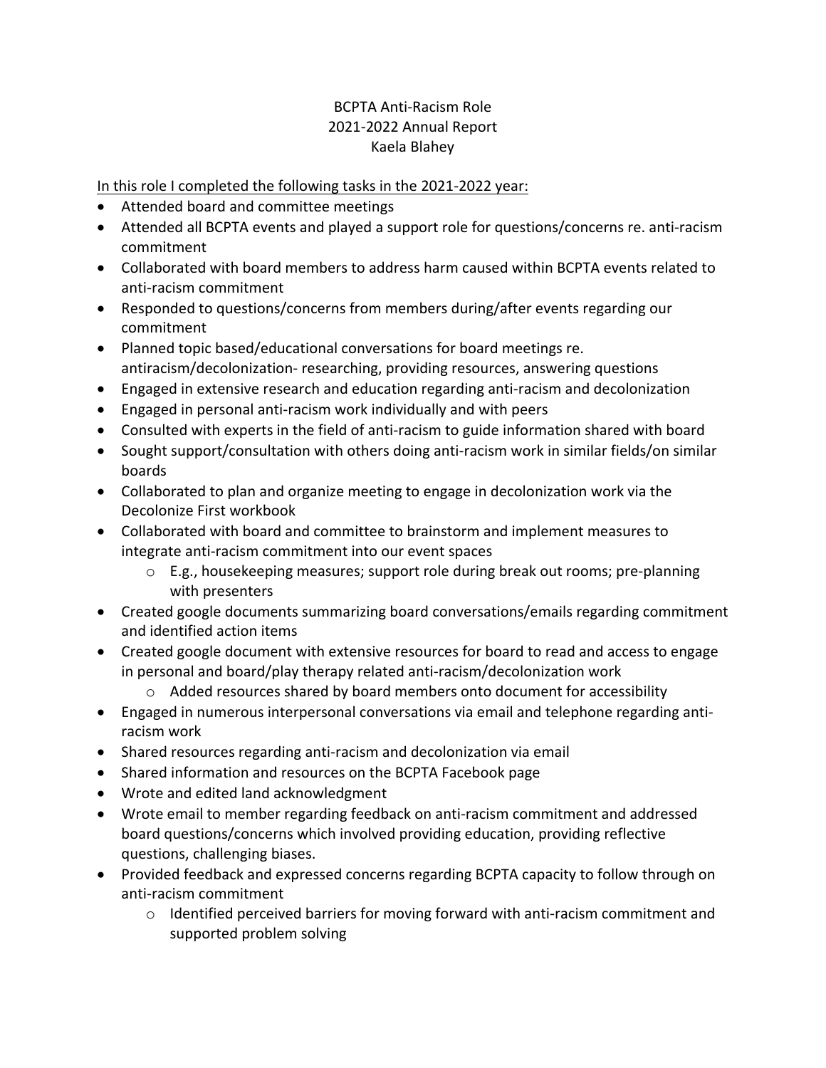BCPTA Anti-Racism Role
2021-2022 Annual Report
Kaela Blahey

<u>In this role I completed the following tasks in the 2021-2022 year:</u>

- Attended board and committee meetings
- Attended all BCPTA events and played a support role for questions/concerns re. anti-racism commitment
- Collaborated with board members to address harm caused within BCPTA events related to anti-racism commitment
- Responded to questions/concerns from members during/after events regarding our commitment
- Planned topic based/educational conversations for board meetings re. antiracism/decolonization- researching, providing resources, answering questions
- Engaged in extensive research and education regarding anti-racism and decolonization
- Engaged in personal anti-racism work individually and with peers
- Consulted with experts in the field of anti-racism to guide information shared with board
- Sought support/consultation with others doing anti-racism work in similar fields/on similar boards
- Collaborated to plan and organize meeting to engage in decolonization work via the Decolonize First workbook
- Collaborated with board and committee to brainstorm and implement measures to integrate anti-racism commitment into our event spaces
    - E.g., housekeeping measures; support role during break out rooms; pre-planning with presenters
- Created google documents summarizing board conversations/emails regarding commitment and identified action items
- Created google document with extensive resources for board to read and access to engage in personal and board/play therapy related anti-racism/decolonization work
    - Added resources shared by board members onto document for accessibility
- Engaged in numerous interpersonal conversations via email and telephone regarding anti-racism work
- Shared resources regarding anti-racism and decolonization via email
- Shared information and resources on the BCPTA Facebook page
- Wrote and edited land acknowledgment
- Wrote email to member regarding feedback on anti-racism commitment and addressed board questions/concerns which involved providing education, providing reflective questions, challenging biases.
- Provided feedback and expressed concerns regarding BCPTA capacity to follow through on anti-racism commitment
    - Identified perceived barriers for moving forward with anti-racism commitment and supported problem solving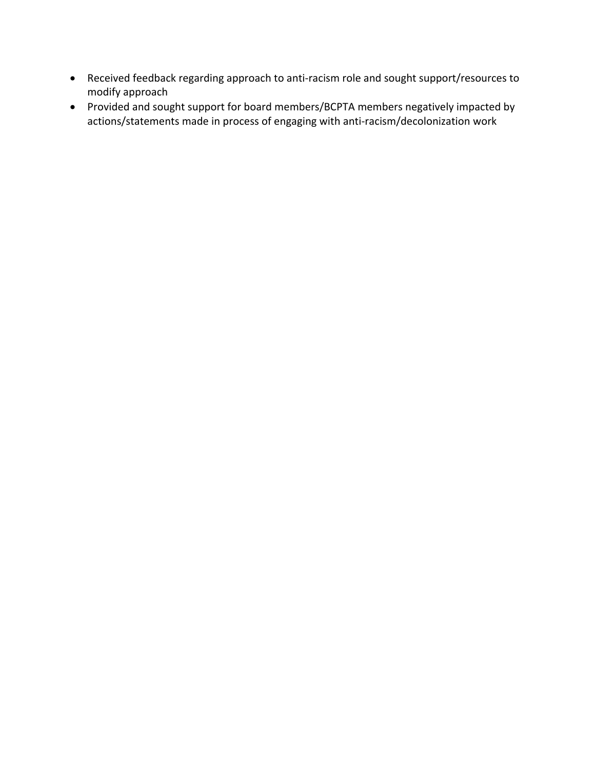- Received feedback regarding approach to anti-racism role and sought support/resources to modify approach
- Provided and sought support for board members/BCPTA members negatively impacted by actions/statements made in process of engaging with anti-racism/decolonization work